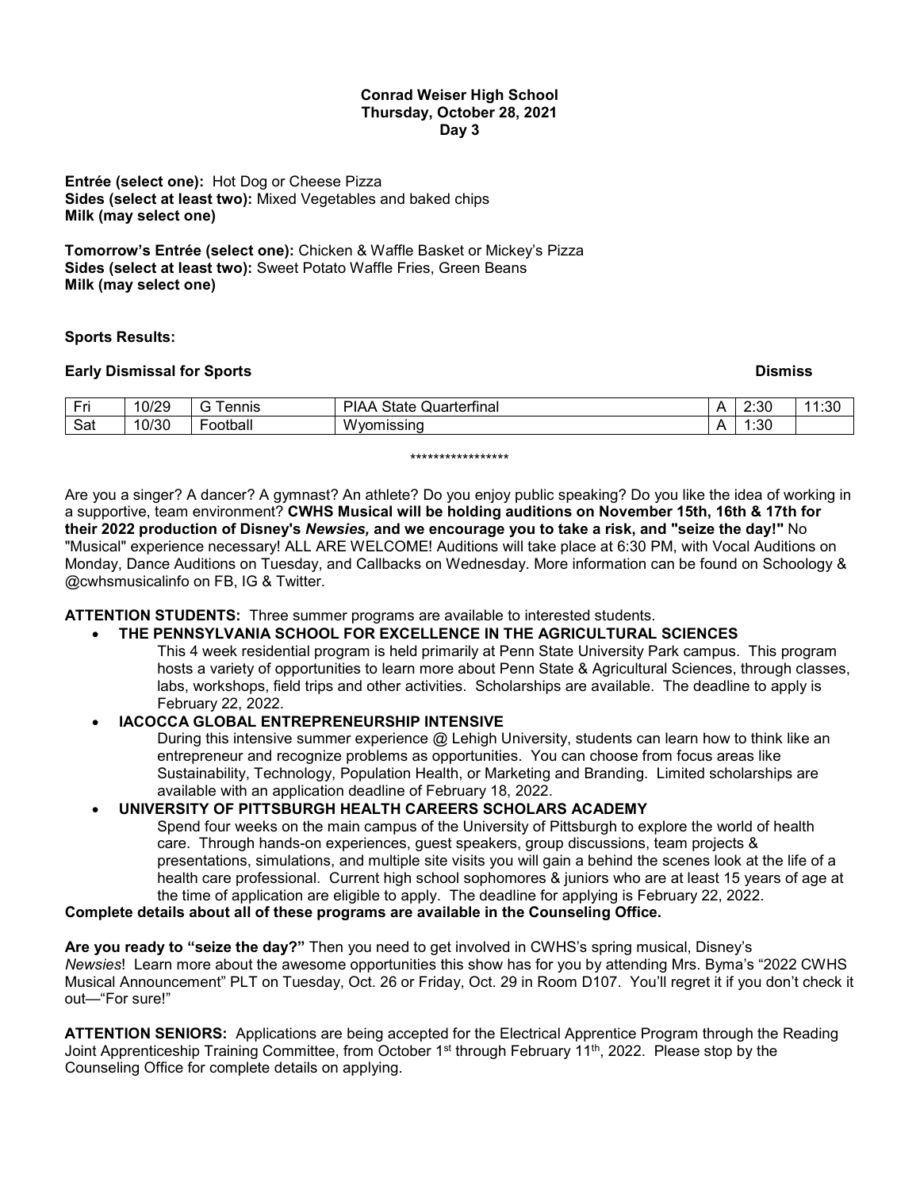**Conrad Weiser High School**
**Thursday, October 28, 2021**
**Day 3**

**Entrée (select one):** Hot Dog or Cheese Pizza
**Sides (select at least two):** Mixed Vegetables and baked chips
**Milk (may select one)**

**Tomorrow's Entrée (select one):** Chicken & Waffle Basket or Mickey's Pizza
**Sides (select at least two):** Sweet Potato Waffle Fries, Green Beans
**Milk (may select one)**

**Sports Results:**

**Early Dismissal for Sports** **Dismiss**

| | | | | | | |
|---|---|---|---|---|---|---|
| Fri | 10/29 | G Tennis | PIAA State Quarterfinal | A | 2:30 | 11:30 |
| Sat | 10/30 | Football | Wyomissing | A | 1:30 | |

*****************

Are you a singer? A dancer? A gymnast? An athlete? Do you enjoy public speaking? Do you like the idea of working in a supportive, team environment? **CWHS Musical will be holding auditions on November 15th, 16th & 17th for their 2022 production of Disney's *Newsies,* and we encourage you to take a risk, and "seize the day!"** No "Musical" experience necessary! ALL ARE WELCOME! Auditions will take place at 6:30 PM, with Vocal Auditions on Monday, Dance Auditions on Tuesday, and Callbacks on Wednesday. More information can be found on Schoology & @cwhsmusicalinfo on FB, IG & Twitter.

**ATTENTION STUDENTS:** Three summer programs are available to interested students.

- **THE PENNSYLVANIA SCHOOL FOR EXCELLENCE IN THE AGRICULTURAL SCIENCES**
  This 4 week residential program is held primarily at Penn State University Park campus. This program hosts a variety of opportunities to learn more about Penn State & Agricultural Sciences, through classes, labs, workshops, field trips and other activities. Scholarships are available. The deadline to apply is February 22, 2022.
- **IACOCCA GLOBAL ENTREPRENEURSHIP INTENSIVE**
  During this intensive summer experience @ Lehigh University, students can learn how to think like an entrepreneur and recognize problems as opportunities. You can choose from focus areas like Sustainability, Technology, Population Health, or Marketing and Branding. Limited scholarships are available with an application deadline of February 18, 2022.
- **UNIVERSITY OF PITTSBURGH HEALTH CAREERS SCHOLARS ACADEMY**
  Spend four weeks on the main campus of the University of Pittsburgh to explore the world of health care. Through hands-on experiences, guest speakers, group discussions, team projects & presentations, simulations, and multiple site visits you will gain a behind the scenes look at the life of a health care professional. Current high school sophomores & juniors who are at least 15 years of age at the time of application are eligible to apply. The deadline for applying is February 22, 2022.

**Complete details about all of these programs are available in the Counseling Office.**

**Are you ready to "seize the day?"** Then you need to get involved in CWHS's spring musical, Disney's *Newsies*! Learn more about the awesome opportunities this show has for you by attending Mrs. Byma's "2022 CWHS Musical Announcement" PLT on Tuesday, Oct. 26 or Friday, Oct. 29 in Room D107. You'll regret it if you don't check it out—"For sure!"

**ATTENTION SENIORS:** Applications are being accepted for the Electrical Apprentice Program through the Reading Joint Apprenticeship Training Committee, from October 1st through February 11th, 2022. Please stop by the Counseling Office for complete details on applying.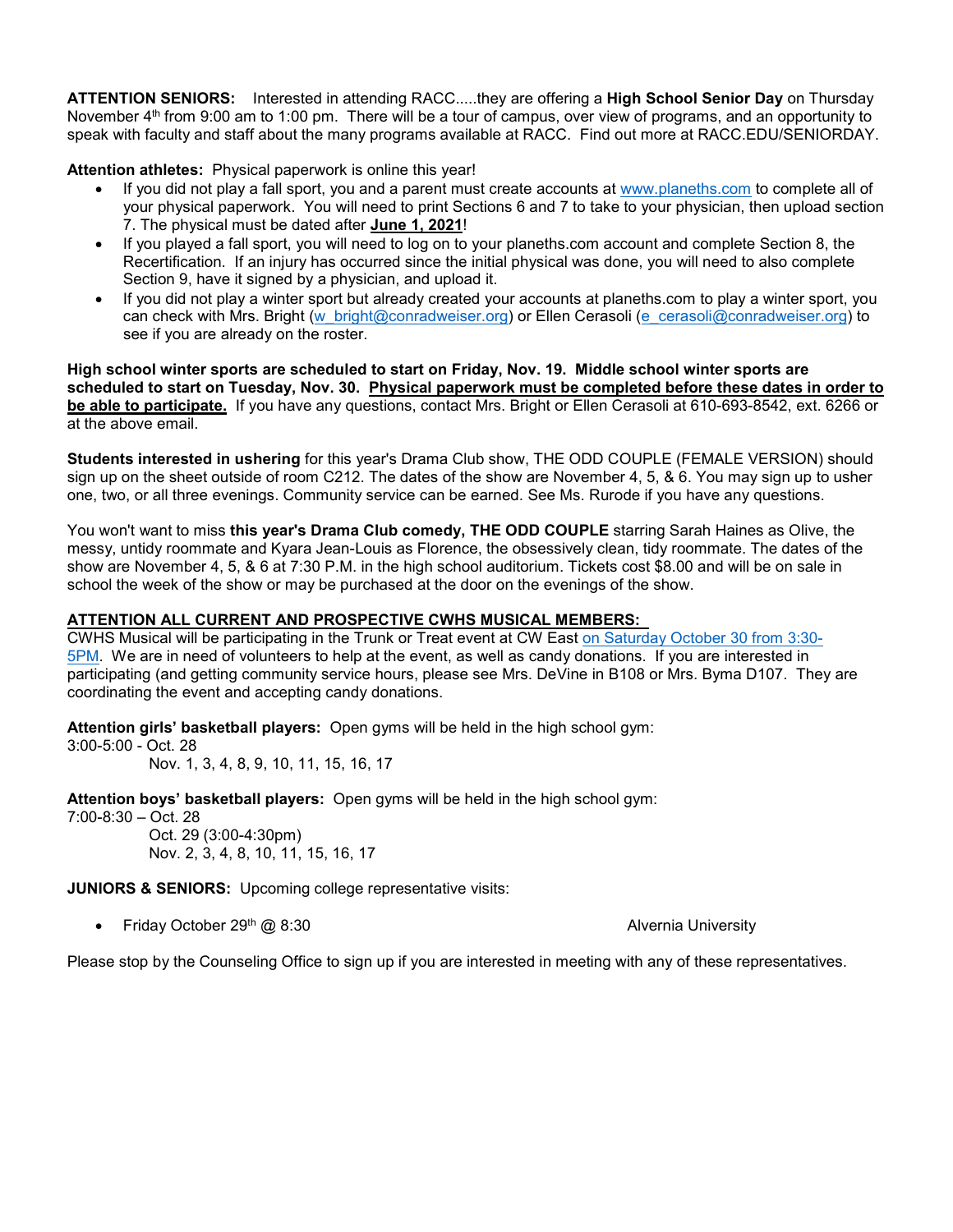**ATTENTION SENIORS:** Interested in attending RACC.....they are offering a **High School Senior Day** on Thursday November 4th from 9:00 am to 1:00 pm. There will be a tour of campus, over view of programs, and an opportunity to speak with faculty and staff about the many programs available at RACC. Find out more at RACC.EDU/SENIORDAY.

**Attention athletes:** Physical paperwork is online this year!

- If you did not play a fall sport, you and a parent must create accounts at www.planeths.com to complete all of your physical paperwork. You will need to print Sections 6 and 7 to take to your physician, then upload section 7. The physical must be dated after **June 1, 2021**!
- If you played a fall sport, you will need to log on to your planeths.com account and complete Section 8, the Recertification. If an injury has occurred since the initial physical was done, you will need to also complete Section 9, have it signed by a physician, and upload it.
- If you did not play a winter sport but already created your accounts at planeths.com to play a winter sport, you can check with Mrs. Bright (w_bright@conradweiser.org) or Ellen Cerasoli (e_cerasoli@conradweiser.org) to see if you are already on the roster.

**High school winter sports are scheduled to start on Friday, Nov. 19. Middle school winter sports are scheduled to start on Tuesday, Nov. 30. Physical paperwork must be completed before these dates in order to be able to participate.** If you have any questions, contact Mrs. Bright or Ellen Cerasoli at 610-693-8542, ext. 6266 or at the above email.

**Students interested in ushering** for this year's Drama Club show, THE ODD COUPLE (FEMALE VERSION) should sign up on the sheet outside of room C212. The dates of the show are November 4, 5, & 6. You may sign up to usher one, two, or all three evenings. Community service can be earned. See Ms. Rurode if you have any questions.

You won't want to miss **this year's Drama Club comedy, THE ODD COUPLE** starring Sarah Haines as Olive, the messy, untidy roommate and Kyara Jean-Louis as Florence, the obsessively clean, tidy roommate. The dates of the show are November 4, 5, & 6 at 7:30 P.M. in the high school auditorium. Tickets cost $8.00 and will be on sale in school the week of the show or may be purchased at the door on the evenings of the show.

**ATTENTION ALL CURRENT AND PROSPECTIVE CWHS MUSICAL MEMBERS:**
CWHS Musical will be participating in the Trunk or Treat event at CW East on Saturday October 30 from 3:30-5PM. We are in need of volunteers to help at the event, as well as candy donations. If you are interested in participating (and getting community service hours, please see Mrs. DeVine in B108 or Mrs. Byma D107. They are coordinating the event and accepting candy donations.

**Attention girls' basketball players:** Open gyms will be held in the high school gym:
3:00-5:00 - Oct. 28
Nov. 1, 3, 4, 8, 9, 10, 11, 15, 16, 17

**Attention boys' basketball players:** Open gyms will be held in the high school gym:
7:00-8:30 – Oct. 28
Oct. 29 (3:00-4:30pm)
Nov. 2, 3, 4, 8, 10, 11, 15, 16, 17

**JUNIORS & SENIORS:** Upcoming college representative visits:

- Friday October 29th @ 8:30 Alvernia University

Please stop by the Counseling Office to sign up if you are interested in meeting with any of these representatives.